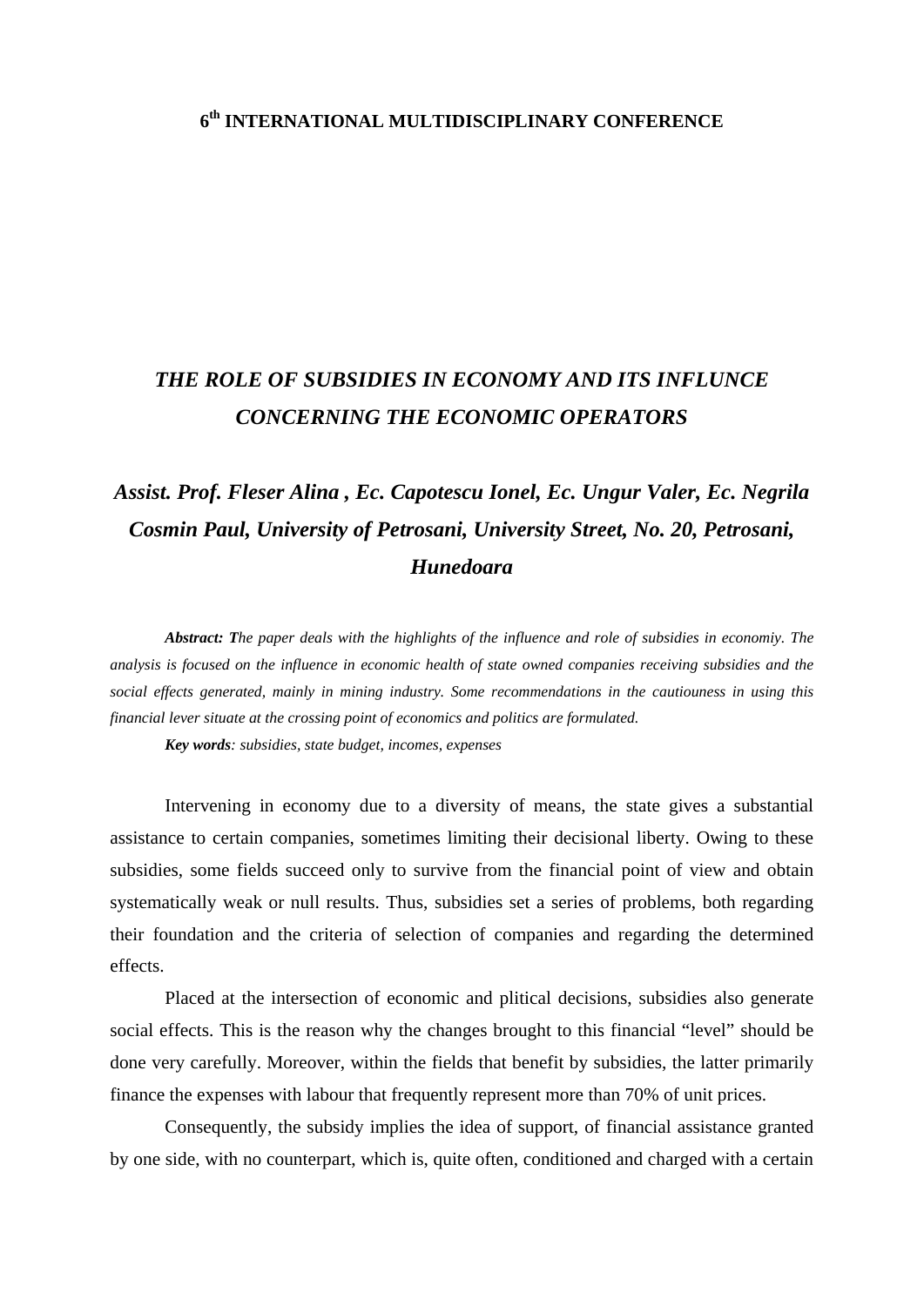**6th INTERNATIONAL MULTIDISCIPLINARY CONFERENCE**

# *THE ROLE OF SUBSIDIES IN ECONOMY AND ITS INFLUNCE CONCERNING THE ECONOMIC OPERATORS*

***Assist. Prof. Fleser Alina , Ec. Capotescu Ionel, Ec. Ungur Valer, Ec. Negrila Cosmin Paul, University of Petrosani, University Street, No. 20, Petrosani, Hunedoara***

***Abstract: T****he paper deals with the highlights of the influence and role of subsidies in economiy. The analysis is focused on the influence in economic health of state owned companies receiving subsidies and the social effects generated, mainly in mining industry. Some recommendations in the cautiouness in using this financial lever situate at the crossing point of economics and politics are formulated.*

***Key words****: subsidies, state budget, incomes, expenses*

Intervening in economy due to a diversity of means, the state gives a substantial assistance to certain companies, sometimes limiting their decisional liberty. Owing to these subsidies, some fields succeed only to survive from the financial point of view and obtain systematically weak or null results. Thus, subsidies set a series of problems, both regarding their foundation and the criteria of selection of companies and regarding the determined effects.

Placed at the intersection of economic and plitical decisions, subsidies also generate social effects. This is the reason why the changes brought to this financial "level" should be done very carefully. Moreover, within the fields that benefit by subsidies, the latter primarily finance the expenses with labour that frequently represent more than 70% of unit prices.

Consequently, the subsidy implies the idea of support, of financial assistance granted by one side, with no counterpart, which is, quite often, conditioned and charged with a certain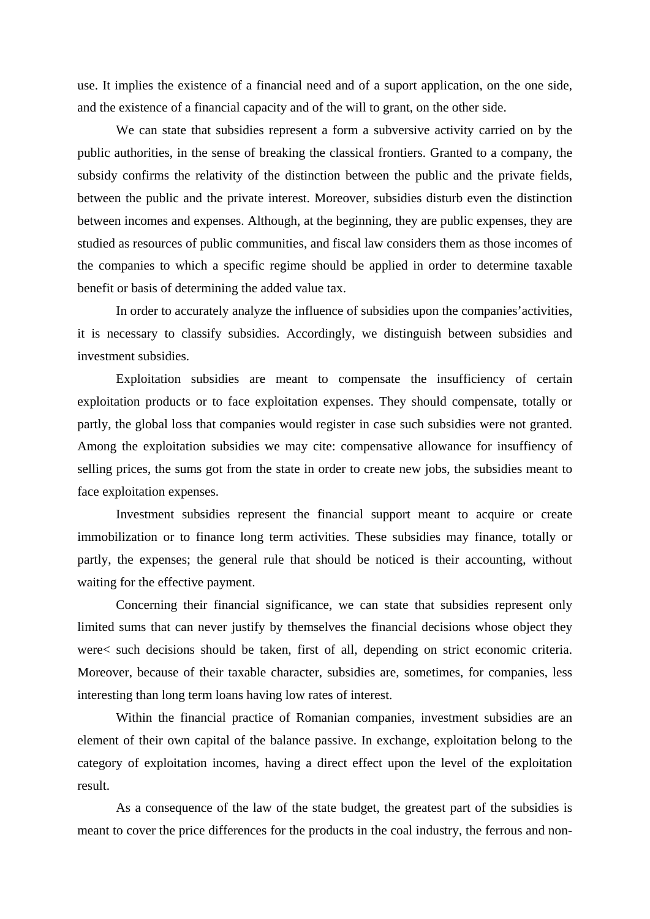use. It implies the existence of a financial need and of a suport application, on the one side, and the existence of a financial capacity and of the will to grant, on the other side.

We can state that subsidies represent a form a subversive activity carried on by the public authorities, in the sense of breaking the classical frontiers. Granted to a company, the subsidy confirms the relativity of the distinction between the public and the private fields, between the public and the private interest. Moreover, subsidies disturb even the distinction between incomes and expenses. Although, at the beginning, they are public expenses, they are studied as resources of public communities, and fiscal law considers them as those incomes of the companies to which a specific regime should be applied in order to determine taxable benefit or basis of determining the added value tax.

In order to accurately analyze the influence of subsidies upon the companies'activities, it is necessary to classify subsidies. Accordingly, we distinguish between subsidies and investment subsidies.

Exploitation subsidies are meant to compensate the insufficiency of certain exploitation products or to face exploitation expenses. They should compensate, totally or partly, the global loss that companies would register in case such subsidies were not granted. Among the exploitation subsidies we may cite: compensative allowance for insuffency of selling prices, the sums got from the state in order to create new jobs, the subsidies meant to face exploitation expenses.

Investment subsidies represent the financial support meant to acquire or create immobilization or to finance long term activities. These subsidies may finance, totally or partly, the expenses; the general rule that should be noticed is their accounting, without waiting for the effective payment.

Concerning their financial significance, we can state that subsidies represent only limited sums that can never justify by themselves the financial decisions whose object they were< such decisions should be taken, first of all, depending on strict economic criteria. Moreover, because of their taxable character, subsidies are, sometimes, for companies, less interesting than long term loans having low rates of interest.

Within the financial practice of Romanian companies, investment subsidies are an element of their own capital of the balance passive. In exchange, exploitation belong to the category of exploitation incomes, having a direct effect upon the level of the exploitation result.

As a consequence of the law of the state budget, the greatest part of the subsidies is meant to cover the price differences for the products in the coal industry, the ferrous and non-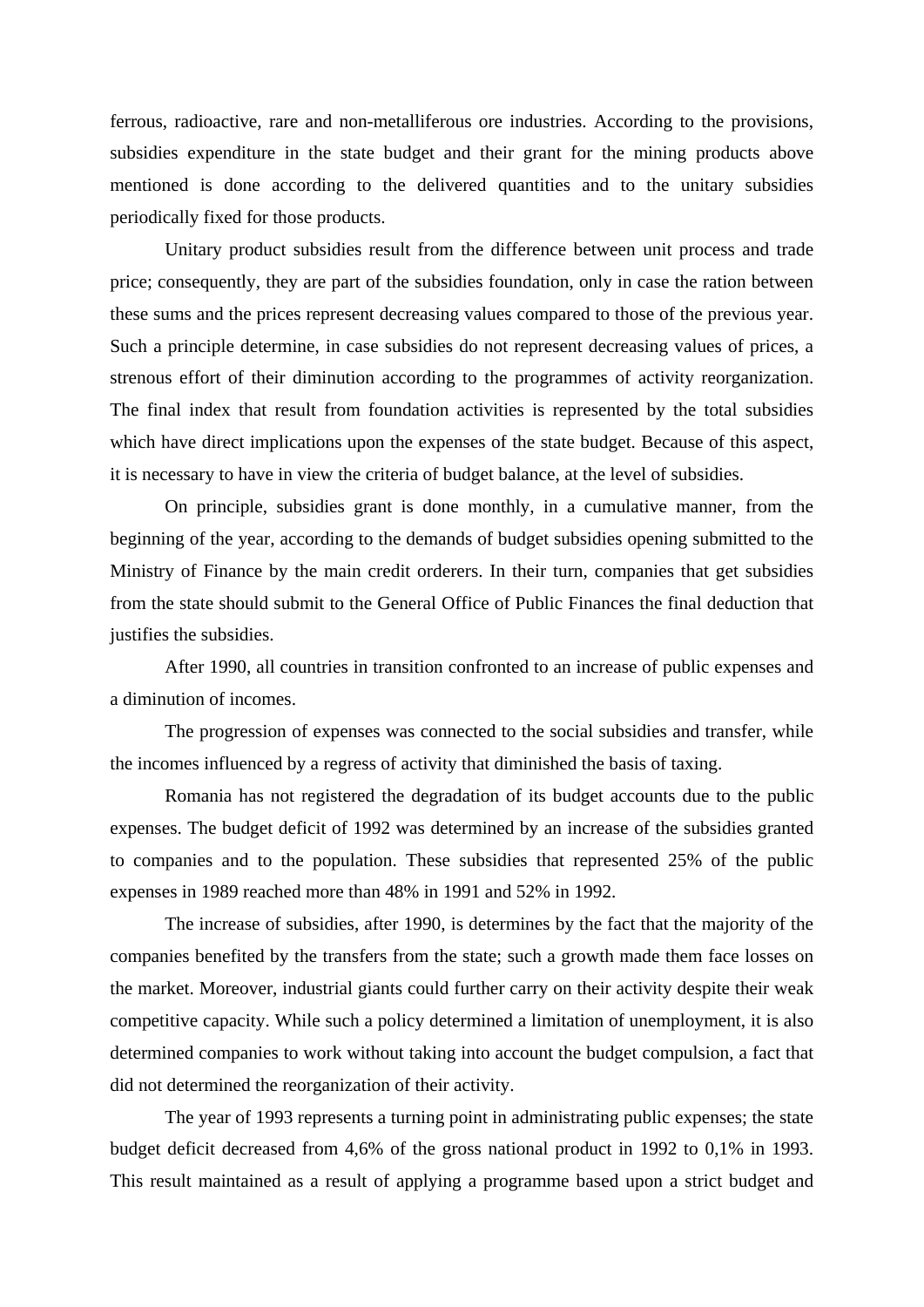ferrous, radioactive, rare and non-metalliferous ore industries. According to the provisions, subsidies expenditure in the state budget and their grant for the mining products above mentioned is done according to the delivered quantities and to the unitary subsidies periodically fixed for those products.

Unitary product subsidies result from the difference between unit process and trade price; consequently, they are part of the subsidies foundation, only in case the ration between these sums and the prices represent decreasing values compared to those of the previous year. Such a principle determine, in case subsidies do not represent decreasing values of prices, a strenous effort of their diminution according to the programmes of activity reorganization. The final index that result from foundation activities is represented by the total subsidies which have direct implications upon the expenses of the state budget. Because of this aspect, it is necessary to have in view the criteria of budget balance, at the level of subsidies.

On principle, subsidies grant is done monthly, in a cumulative manner, from the beginning of the year, according to the demands of budget subsidies opening submitted to the Ministry of Finance by the main credit orderers. In their turn, companies that get subsidies from the state should submit to the General Office of Public Finances the final deduction that justifies the subsidies.

After 1990, all countries in transition confronted to an increase of public expenses and a diminution of incomes.

The progression of expenses was connected to the social subsidies and transfer, while the incomes influenced by a regress of activity that diminished the basis of taxing.

Romania has not registered the degradation of its budget accounts due to the public expenses. The budget deficit of 1992 was determined by an increase of the subsidies granted to companies and to the population. These subsidies that represented 25% of the public expenses in 1989 reached more than 48% in 1991 and 52% in 1992.

The increase of subsidies, after 1990, is determines by the fact that the majority of the companies benefited by the transfers from the state; such a growth made them face losses on the market. Moreover, industrial giants could further carry on their activity despite their weak competitive capacity. While such a policy determined a limitation of unemployment, it is also determined companies to work without taking into account the budget compulsion, a fact that did not determined the reorganization of their activity.

The year of 1993 represents a turning point in administrating public expenses; the state budget deficit decreased from 4,6% of the gross national product in 1992 to 0,1% in 1993. This result maintained as a result of applying a programme based upon a strict budget and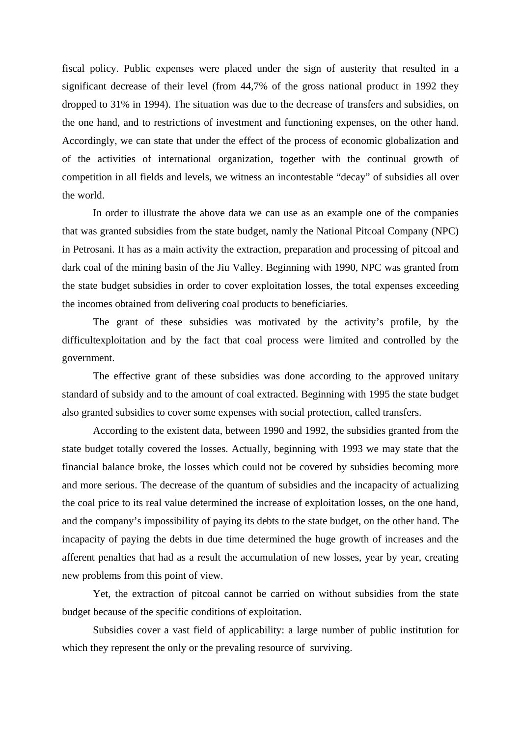fiscal policy. Public expenses were placed under the sign of austerity that resulted in a significant decrease of their level (from 44,7% of the gross national product in 1992 they dropped to 31% in 1994). The situation was due to the decrease of transfers and subsidies, on the one hand, and to restrictions of investment and functioning expenses, on the other hand. Accordingly, we can state that under the effect of the process of economic globalization and of the activities of international organization, together with the continual growth of competition in all fields and levels, we witness an incontestable "decay" of subsidies all over the world.

In order to illustrate the above data we can use as an example one of the companies that was granted subsidies from the state budget, namly the National Pitcoal Company (NPC) in Petrosani. It has as a main activity the extraction, preparation and processing of pitcoal and dark coal of the mining basin of the Jiu Valley. Beginning with 1990, NPC was granted from the state budget subsidies in order to cover exploitation losses, the total expenses exceeding the incomes obtained from delivering coal products to beneficiaries.

The grant of these subsidies was motivated by the activity's profile, by the difficultexploitation and by the fact that coal process were limited and controlled by the government.

The effective grant of these subsidies was done according to the approved unitary standard of subsidy and to the amount of coal extracted. Beginning with 1995 the state budget also granted subsidies to cover some expenses with social protection, called transfers.

According to the existent data, between 1990 and 1992, the subsidies granted from the state budget totally covered the losses. Actually, beginning with 1993 we may state that the financial balance broke, the losses which could not be covered by subsidies becoming more and more serious. The decrease of the quantum of subsidies and the incapacity of actualizing the coal price to its real value determined the increase of exploitation losses, on the one hand, and the company's impossibility of paying its debts to the state budget, on the other hand. The incapacity of paying the debts in due time determined the huge growth of increases and the afferent penalties that had as a result the accumulation of new losses, year by year, creating new problems from this point of view.

Yet, the extraction of pitcoal cannot be carried on without subsidies from the state budget because of the specific conditions of exploitation.

Subsidies cover a vast field of applicability: a large number of public institution for which they represent the only or the prevaling resource of surviving.